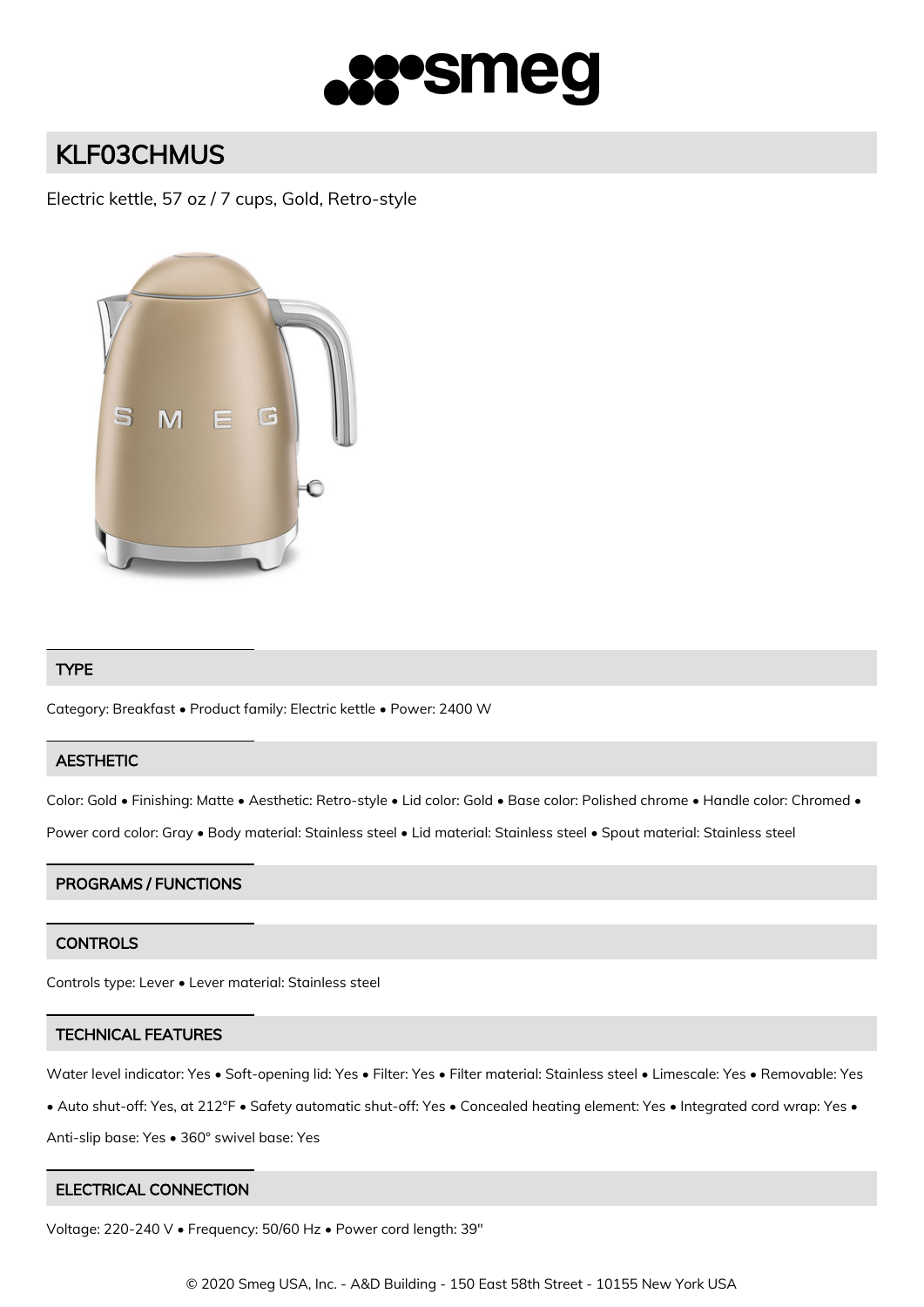# smeg

## KLF03CHMUS

Electric kettle, 57 oz / 7 cups, Gold, Retro-style

### TYPE

Category: Breakfast • Product family: Electric kettle • Power: 2400 W

### AESTHETIC

Color: Gold • Finishing: Matte • Aesthetic: Retro-style • Lid color: Gold • Base color: Polished chrome • Handle color: Chromed • Power cord color: Gray • Body material: Stainless steel • Lid material: Stainless steel • Spout material: Stainless steel

### PROGRAMS / FUNCTIONS

### CONTROLS

Controls type: Lever • Lever material: Stainless steel

### TECHNICAL FEATURES

Water level indicator: Yes • Soft-opening lid: Yes • Filter: Yes • Filter material: Stainless steel • Limescale: Yes • Removable: Yes • Auto shut-off: Yes, at 212°F • Safety automatic shut-off: Yes • Concealed heating element: Yes • Integrated cord wrap: Yes • Anti-slip base: Yes • 360° swivel base: Yes

### ELECTRICAL CONNECTION

Voltage: 220-240 V • Frequency: 50/60 Hz • Power cord length: 39"

© 2020 Smeg USA, Inc. - A&D Building - 150 East 58th Street - 10155 New York USA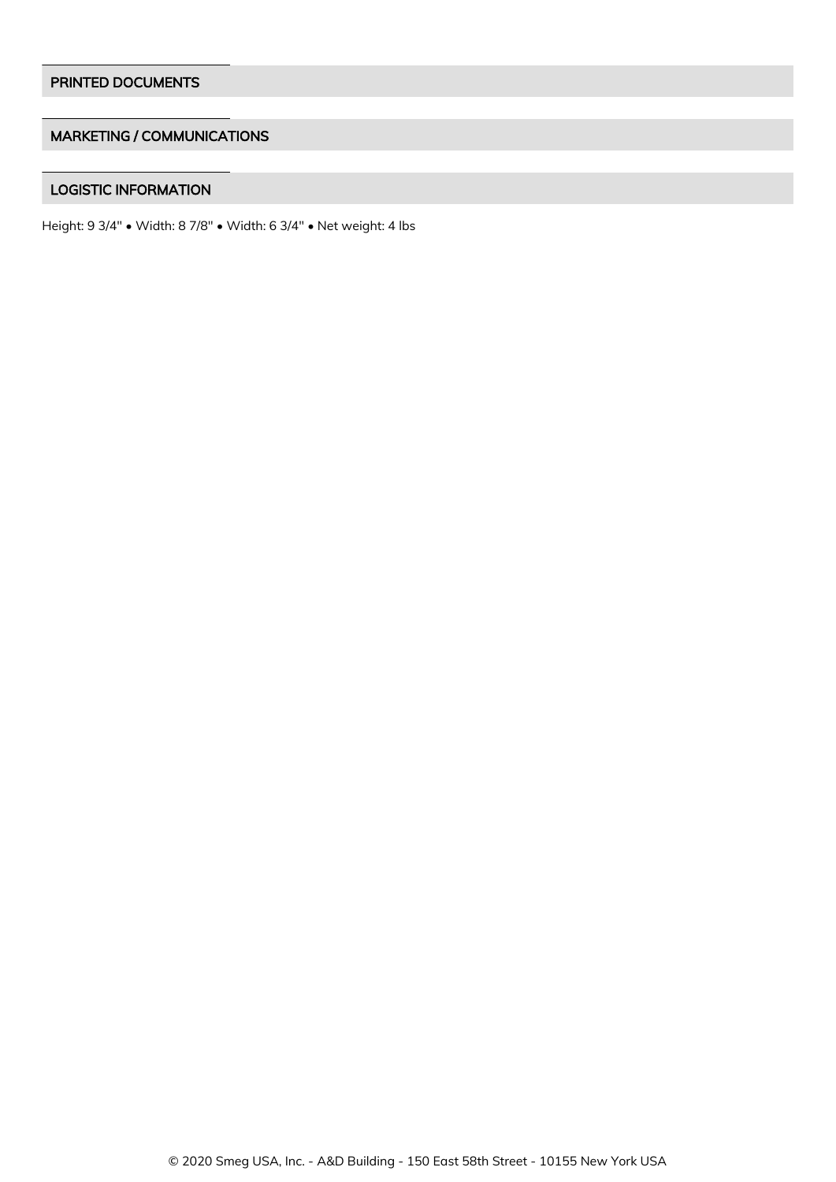## PRINTED DOCUMENTS

## MARKETING / COMMUNICATIONS

## LOGISTIC INFORMATION

Height: 9 3/4" • Width: 8 7/8" • Width: 6 3/4" • Net weight: 4 lbs

© 2020 Smeg USA, Inc. - A&D Building - 150 East 58th Street - 10155 New York USA